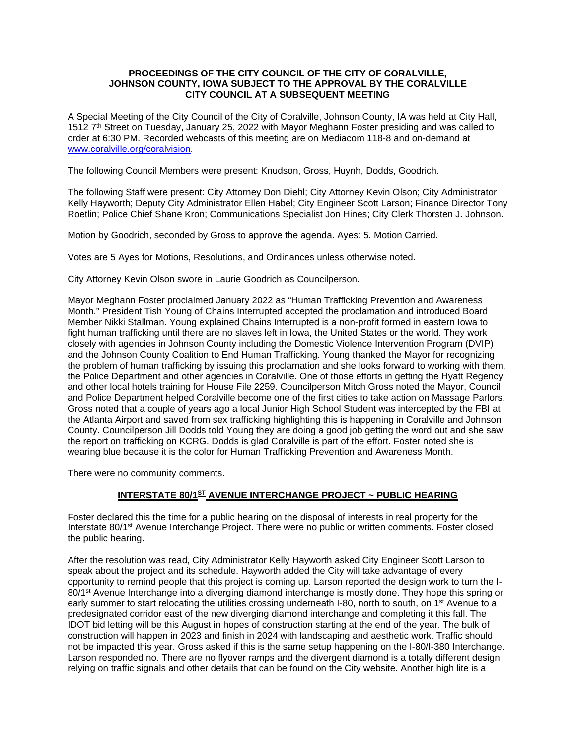**PROCEEDINGS OF THE CITY COUNCIL OF THE CITY OF CORALVILLE, JOHNSON COUNTY, IOWA SUBJECT TO THE APPROVAL BY THE CORALVILLE CITY COUNCIL AT A SUBSEQUENT MEETING**

A Special Meeting of the City Council of the City of Coralville, Johnson County, IA was held at City Hall, 1512 7th Street on Tuesday, January 25, 2022 with Mayor Meghann Foster presiding and was called to order at 6:30 PM. Recorded webcasts of this meeting are on Mediacom 118-8 and on-demand at www.coralville.org/coralvision.

The following Council Members were present: Knudson, Gross, Huynh, Dodds, Goodrich.

The following Staff were present: City Attorney Don Diehl; City Attorney Kevin Olson; City Administrator Kelly Hayworth; Deputy City Administrator Ellen Habel; City Engineer Scott Larson; Finance Director Tony Roetlin; Police Chief Shane Kron; Communications Specialist Jon Hines; City Clerk Thorsten J. Johnson.

Motion by Goodrich, seconded by Gross to approve the agenda. Ayes: 5. Motion Carried.

Votes are 5 Ayes for Motions, Resolutions, and Ordinances unless otherwise noted.

City Attorney Kevin Olson swore in Laurie Goodrich as Councilperson.

Mayor Meghann Foster proclaimed January 2022 as "Human Trafficking Prevention and Awareness Month." President Tish Young of Chains Interrupted accepted the proclamation and introduced Board Member Nikki Stallman. Young explained Chains Interrupted is a non-profit formed in eastern Iowa to fight human trafficking until there are no slaves left in Iowa, the United States or the world. They work closely with agencies in Johnson County including the Domestic Violence Intervention Program (DVIP) and the Johnson County Coalition to End Human Trafficking. Young thanked the Mayor for recognizing the problem of human trafficking by issuing this proclamation and she looks forward to working with them, the Police Department and other agencies in Coralville. One of those efforts in getting the Hyatt Regency and other local hotels training for House File 2259. Councilperson Mitch Gross noted the Mayor, Council and Police Department helped Coralville become one of the first cities to take action on Massage Parlors. Gross noted that a couple of years ago a local Junior High School Student was intercepted by the FBI at the Atlanta Airport and saved from sex trafficking highlighting this is happening in Coralville and Johnson County. Councilperson Jill Dodds told Young they are doing a good job getting the word out and she saw the report on trafficking on KCRG. Dodds is glad Coralville is part of the effort. Foster noted she is wearing blue because it is the color for Human Trafficking Prevention and Awareness Month.

There were no community comments**.**

## INTERSTATE 80/1ST AVENUE INTERCHANGE PROJECT ~ PUBLIC HEARING

Foster declared this the time for a public hearing on the disposal of interests in real property for the Interstate 80/1st Avenue Interchange Project. There were no public or written comments. Foster closed the public hearing.

After the resolution was read, City Administrator Kelly Hayworth asked City Engineer Scott Larson to speak about the project and its schedule. Hayworth added the City will take advantage of every opportunity to remind people that this project is coming up. Larson reported the design work to turn the I-80/1st Avenue Interchange into a diverging diamond interchange is mostly done. They hope this spring or early summer to start relocating the utilities crossing underneath I-80, north to south, on 1st Avenue to a predesignated corridor east of the new diverging diamond interchange and completing it this fall. The IDOT bid letting will be this August in hopes of construction starting at the end of the year. The bulk of construction will happen in 2023 and finish in 2024 with landscaping and aesthetic work. Traffic should not be impacted this year. Gross asked if this is the same setup happening on the I-80/I-380 Interchange. Larson responded no. There are no flyover ramps and the divergent diamond is a totally different design relying on traffic signals and other details that can be found on the City website. Another high lite is a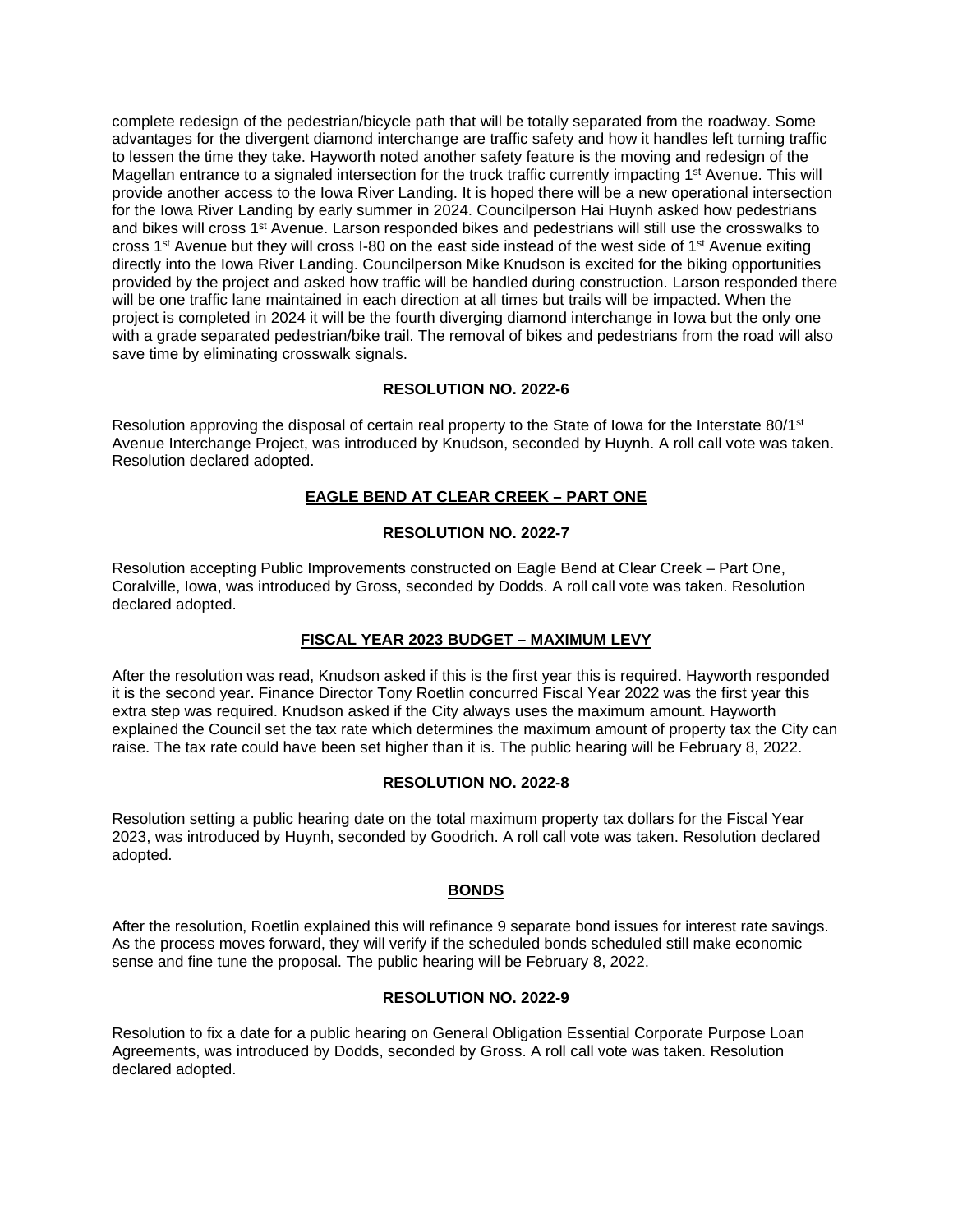complete redesign of the pedestrian/bicycle path that will be totally separated from the roadway. Some advantages for the divergent diamond interchange are traffic safety and how it handles left turning traffic to lessen the time they take. Hayworth noted another safety feature is the moving and redesign of the Magellan entrance to a signaled intersection for the truck traffic currently impacting 1st Avenue. This will provide another access to the Iowa River Landing. It is hoped there will be a new operational intersection for the Iowa River Landing by early summer in 2024. Councilperson Hai Huynh asked how pedestrians and bikes will cross 1st Avenue. Larson responded bikes and pedestrians will still use the crosswalks to cross 1st Avenue but they will cross I-80 on the east side instead of the west side of 1st Avenue exiting directly into the Iowa River Landing. Councilperson Mike Knudson is excited for the biking opportunities provided by the project and asked how traffic will be handled during construction. Larson responded there will be one traffic lane maintained in each direction at all times but trails will be impacted. When the project is completed in 2024 it will be the fourth diverging diamond interchange in Iowa but the only one with a grade separated pedestrian/bike trail. The removal of bikes and pedestrians from the road will also save time by eliminating crosswalk signals.

**RESOLUTION NO. 2022-6**

Resolution approving the disposal of certain real property to the State of Iowa for the Interstate 80/1st Avenue Interchange Project, was introduced by Knudson, seconded by Huynh. A roll call vote was taken. Resolution declared adopted.

**EAGLE BEND AT CLEAR CREEK – PART ONE**

**RESOLUTION NO. 2022-7**

Resolution accepting Public Improvements constructed on Eagle Bend at Clear Creek – Part One, Coralville, Iowa, was introduced by Gross, seconded by Dodds. A roll call vote was taken. Resolution declared adopted.

**FISCAL YEAR 2023 BUDGET – MAXIMUM LEVY**

After the resolution was read, Knudson asked if this is the first year this is required. Hayworth responded it is the second year. Finance Director Tony Roetlin concurred Fiscal Year 2022 was the first year this extra step was required. Knudson asked if the City always uses the maximum amount. Hayworth explained the Council set the tax rate which determines the maximum amount of property tax the City can raise. The tax rate could have been set higher than it is. The public hearing will be February 8, 2022.

**RESOLUTION NO. 2022-8**

Resolution setting a public hearing date on the total maximum property tax dollars for the Fiscal Year 2023, was introduced by Huynh, seconded by Goodrich. A roll call vote was taken. Resolution declared adopted.

**BONDS**

After the resolution, Roetlin explained this will refinance 9 separate bond issues for interest rate savings. As the process moves forward, they will verify if the scheduled bonds scheduled still make economic sense and fine tune the proposal. The public hearing will be February 8, 2022.

**RESOLUTION NO. 2022-9**

Resolution to fix a date for a public hearing on General Obligation Essential Corporate Purpose Loan Agreements, was introduced by Dodds, seconded by Gross. A roll call vote was taken. Resolution declared adopted.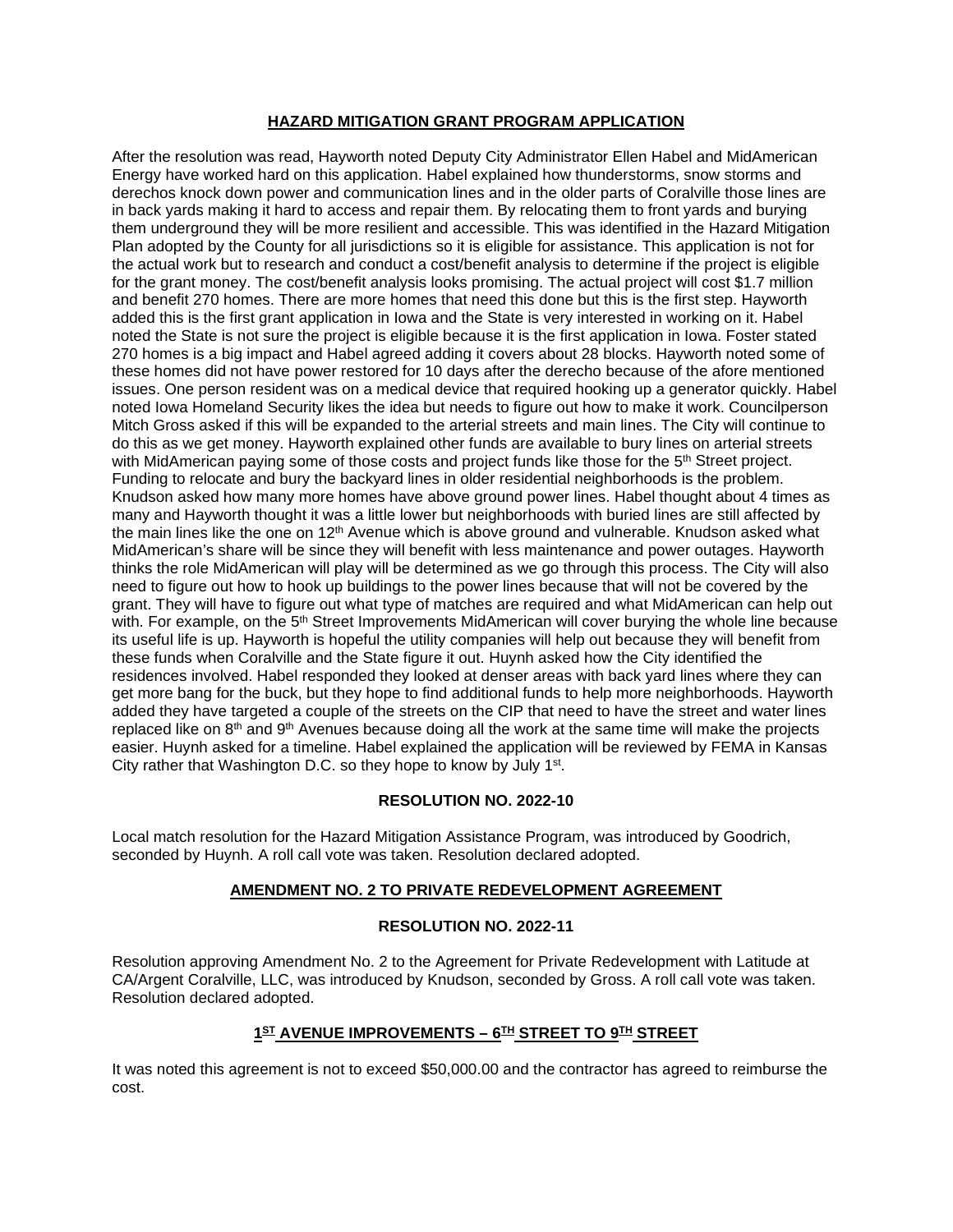## HAZARD MITIGATION GRANT PROGRAM APPLICATION

After the resolution was read, Hayworth noted Deputy City Administrator Ellen Habel and MidAmerican Energy have worked hard on this application. Habel explained how thunderstorms, snow storms and derechos knock down power and communication lines and in the older parts of Coralville those lines are in back yards making it hard to access and repair them. By relocating them to front yards and burying them underground they will be more resilient and accessible. This was identified in the Hazard Mitigation Plan adopted by the County for all jurisdictions so it is eligible for assistance. This application is not for the actual work but to research and conduct a cost/benefit analysis to determine if the project is eligible for the grant money. The cost/benefit analysis looks promising. The actual project will cost $1.7 million and benefit 270 homes. There are more homes that need this done but this is the first step. Hayworth added this is the first grant application in Iowa and the State is very interested in working on it. Habel noted the State is not sure the project is eligible because it is the first application in Iowa. Foster stated 270 homes is a big impact and Habel agreed adding it covers about 28 blocks. Hayworth noted some of these homes did not have power restored for 10 days after the derecho because of the afore mentioned issues. One person resident was on a medical device that required hooking up a generator quickly. Habel noted Iowa Homeland Security likes the idea but needs to figure out how to make it work. Councilperson Mitch Gross asked if this will be expanded to the arterial streets and main lines. The City will continue to do this as we get money. Hayworth explained other funds are available to bury lines on arterial streets with MidAmerican paying some of those costs and project funds like those for the 5th Street project. Funding to relocate and bury the backyard lines in older residential neighborhoods is the problem. Knudson asked how many more homes have above ground power lines. Habel thought about 4 times as many and Hayworth thought it was a little lower but neighborhoods with buried lines are still affected by the main lines like the one on 12th Avenue which is above ground and vulnerable. Knudson asked what MidAmerican's share will be since they will benefit with less maintenance and power outages. Hayworth thinks the role MidAmerican will play will be determined as we go through this process. The City will also need to figure out how to hook up buildings to the power lines because that will not be covered by the grant. They will have to figure out what type of matches are required and what MidAmerican can help out with. For example, on the 5th Street Improvements MidAmerican will cover burying the whole line because its useful life is up. Hayworth is hopeful the utility companies will help out because they will benefit from these funds when Coralville and the State figure it out. Huynh asked how the City identified the residences involved. Habel responded they looked at denser areas with back yard lines where they can get more bang for the buck, but they hope to find additional funds to help more neighborhoods. Hayworth added they have targeted a couple of the streets on the CIP that need to have the street and water lines replaced like on 8th and 9th Avenues because doing all the work at the same time will make the projects easier. Huynh asked for a timeline. Habel explained the application will be reviewed by FEMA in Kansas City rather that Washington D.C. so they hope to know by July 1st.

### RESOLUTION NO. 2022-10

Local match resolution for the Hazard Mitigation Assistance Program, was introduced by Goodrich, seconded by Huynh. A roll call vote was taken. Resolution declared adopted.

## AMENDMENT NO. 2 TO PRIVATE REDEVELOPMENT AGREEMENT

### RESOLUTION NO. 2022-11

Resolution approving Amendment No. 2 to the Agreement for Private Redevelopment with Latitude at CA/Argent Coralville, LLC, was introduced by Knudson, seconded by Gross. A roll call vote was taken. Resolution declared adopted.

## 1ST AVENUE IMPROVEMENTS – 6TH STREET TO 9TH STREET

It was noted this agreement is not to exceed $50,000.00 and the contractor has agreed to reimburse the cost.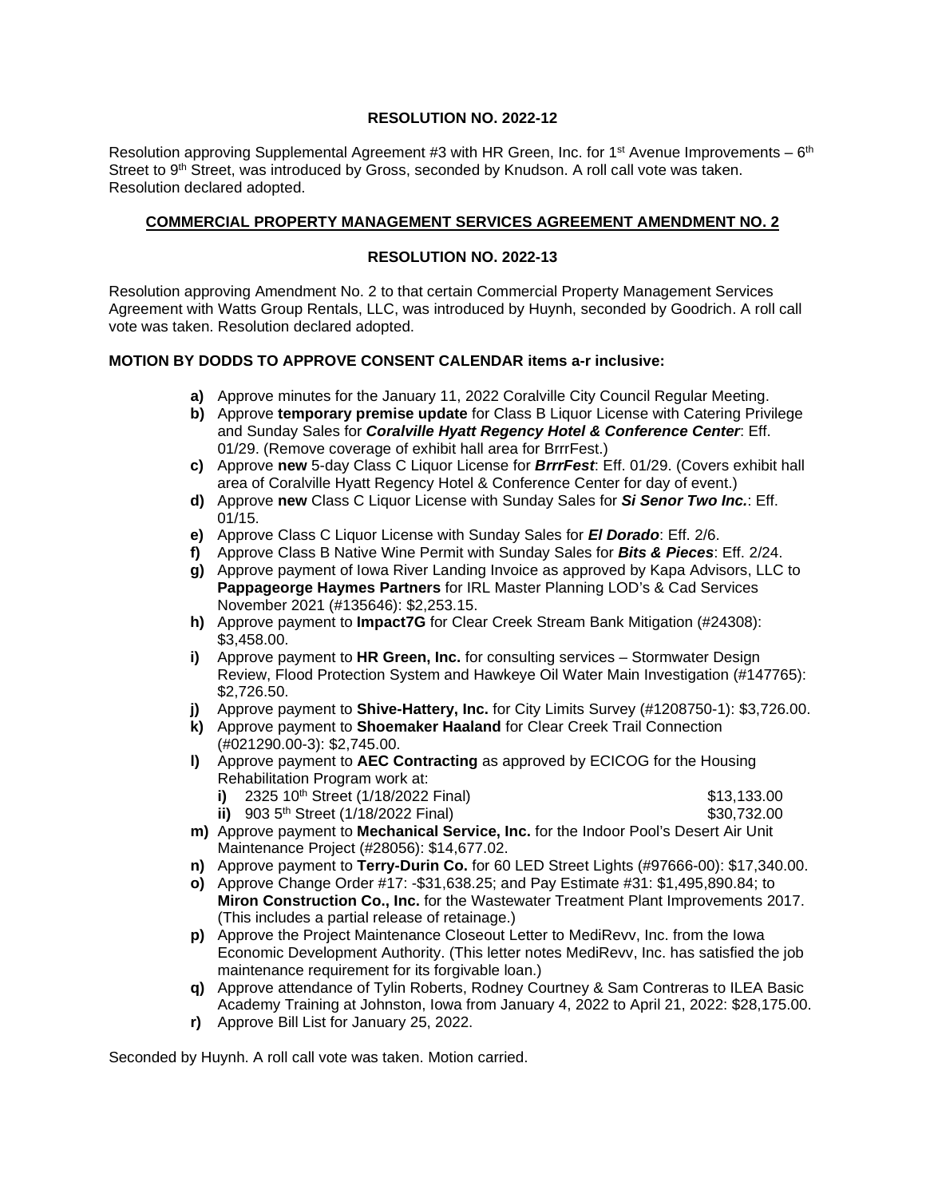**RESOLUTION NO. 2022-12**

Resolution approving Supplemental Agreement #3 with HR Green, Inc. for 1st Avenue Improvements – 6th Street to 9th Street, was introduced by Gross, seconded by Knudson. A roll call vote was taken. Resolution declared adopted.

**COMMERCIAL PROPERTY MANAGEMENT SERVICES AGREEMENT AMENDMENT NO. 2**

**RESOLUTION NO. 2022-13**

Resolution approving Amendment No. 2 to that certain Commercial Property Management Services Agreement with Watts Group Rentals, LLC, was introduced by Huynh, seconded by Goodrich. A roll call vote was taken. Resolution declared adopted.

**MOTION BY DODDS TO APPROVE CONSENT CALENDAR items a-r inclusive:**

- **a)** Approve minutes for the January 11, 2022 Coralville City Council Regular Meeting.
- **b)** Approve **temporary premise update** for Class B Liquor License with Catering Privilege and Sunday Sales for ***Coralville Hyatt Regency Hotel & Conference Center***: Eff. 01/29. (Remove coverage of exhibit hall area for BrrrFest.)
- **c)** Approve **new** 5-day Class C Liquor License for ***BrrrFest***: Eff. 01/29. (Covers exhibit hall area of Coralville Hyatt Regency Hotel & Conference Center for day of event.)
- **d)** Approve **new** Class C Liquor License with Sunday Sales for ***Si Senor Two Inc.***: Eff. 01/15.
- **e)** Approve Class C Liquor License with Sunday Sales for ***El Dorado***: Eff. 2/6.
- **f)** Approve Class B Native Wine Permit with Sunday Sales for ***Bits & Pieces***: Eff. 2/24.
- **g)** Approve payment of Iowa River Landing Invoice as approved by Kapa Advisors, LLC to **Pappageorge Haymes Partners** for IRL Master Planning LOD's & Cad Services November 2021 (#135646): $2,253.15.
- **h)** Approve payment to **Impact7G** for Clear Creek Stream Bank Mitigation (#24308): $3,458.00.
- **i)** Approve payment to **HR Green, Inc.** for consulting services – Stormwater Design Review, Flood Protection System and Hawkeye Oil Water Main Investigation (#147765): $2,726.50.
- **j)** Approve payment to **Shive-Hattery, Inc.** for City Limits Survey (#1208750-1): $3,726.00.
- **k)** Approve payment to **Shoemaker Haaland** for Clear Creek Trail Connection (#021290.00-3): $2,745.00.
- **l)** Approve payment to **AEC Contracting** as approved by ECICOG for the Housing Rehabilitation Program work at:
  - **i)** 2325 10th Street (1/18/2022 Final) $13,133.00
  - **ii)** 903 5th Street (1/18/2022 Final) $30,732.00
- **m)** Approve payment to **Mechanical Service, Inc.** for the Indoor Pool's Desert Air Unit Maintenance Project (#28056): $14,677.02.
- **n)** Approve payment to **Terry-Durin Co.** for 60 LED Street Lights (#97666-00): $17,340.00.
- **o)** Approve Change Order #17: -$31,638.25; and Pay Estimate #31: $1,495,890.84; to **Miron Construction Co., Inc.** for the Wastewater Treatment Plant Improvements 2017. (This includes a partial release of retainage.)
- **p)** Approve the Project Maintenance Closeout Letter to MediRevv, Inc. from the Iowa Economic Development Authority. (This letter notes MediRevv, Inc. has satisfied the job maintenance requirement for its forgivable loan.)
- **q)** Approve attendance of Tylin Roberts, Rodney Courtney & Sam Contreras to ILEA Basic Academy Training at Johnston, Iowa from January 4, 2022 to April 21, 2022: $28,175.00.
- **r)** Approve Bill List for January 25, 2022.

Seconded by Huynh. A roll call vote was taken. Motion carried.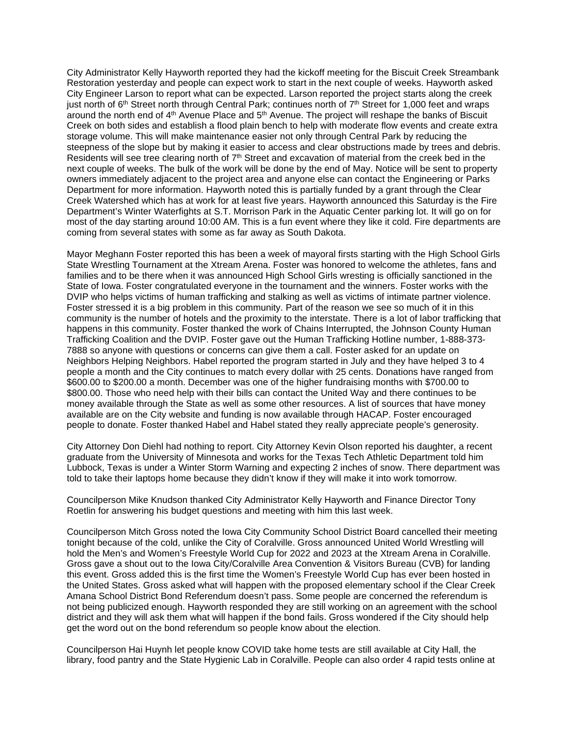City Administrator Kelly Hayworth reported they had the kickoff meeting for the Biscuit Creek Streambank Restoration yesterday and people can expect work to start in the next couple of weeks. Hayworth asked City Engineer Larson to report what can be expected. Larson reported the project starts along the creek just north of 6th Street north through Central Park; continues north of 7th Street for 1,000 feet and wraps around the north end of 4th Avenue Place and 5th Avenue. The project will reshape the banks of Biscuit Creek on both sides and establish a flood plain bench to help with moderate flow events and create extra storage volume. This will make maintenance easier not only through Central Park by reducing the steepness of the slope but by making it easier to access and clear obstructions made by trees and debris. Residents will see tree clearing north of 7th Street and excavation of material from the creek bed in the next couple of weeks. The bulk of the work will be done by the end of May. Notice will be sent to property owners immediately adjacent to the project area and anyone else can contact the Engineering or Parks Department for more information. Hayworth noted this is partially funded by a grant through the Clear Creek Watershed which has at work for at least five years. Hayworth announced this Saturday is the Fire Department's Winter Waterfights at S.T. Morrison Park in the Aquatic Center parking lot. It will go on for most of the day starting around 10:00 AM. This is a fun event where they like it cold. Fire departments are coming from several states with some as far away as South Dakota.

Mayor Meghann Foster reported this has been a week of mayoral firsts starting with the High School Girls State Wrestling Tournament at the Xtream Arena. Foster was honored to welcome the athletes, fans and families and to be there when it was announced High School Girls wresting is officially sanctioned in the State of Iowa. Foster congratulated everyone in the tournament and the winners. Foster works with the DVIP who helps victims of human trafficking and stalking as well as victims of intimate partner violence. Foster stressed it is a big problem in this community. Part of the reason we see so much of it in this community is the number of hotels and the proximity to the interstate. There is a lot of labor trafficking that happens in this community. Foster thanked the work of Chains Interrupted, the Johnson County Human Trafficking Coalition and the DVIP. Foster gave out the Human Trafficking Hotline number, 1-888-373-7888 so anyone with questions or concerns can give them a call. Foster asked for an update on Neighbors Helping Neighbors. Habel reported the program started in July and they have helped 3 to 4 people a month and the City continues to match every dollar with 25 cents. Donations have ranged from $600.00 to $200.00 a month. December was one of the higher fundraising months with $700.00 to $800.00. Those who need help with their bills can contact the United Way and there continues to be money available through the State as well as some other resources. A list of sources that have money available are on the City website and funding is now available through HACAP. Foster encouraged people to donate. Foster thanked Habel and Habel stated they really appreciate people's generosity.

City Attorney Don Diehl had nothing to report. City Attorney Kevin Olson reported his daughter, a recent graduate from the University of Minnesota and works for the Texas Tech Athletic Department told him Lubbock, Texas is under a Winter Storm Warning and expecting 2 inches of snow. There department was told to take their laptops home because they didn't know if they will make it into work tomorrow.

Councilperson Mike Knudson thanked City Administrator Kelly Hayworth and Finance Director Tony Roetlin for answering his budget questions and meeting with him this last week.

Councilperson Mitch Gross noted the Iowa City Community School District Board cancelled their meeting tonight because of the cold, unlike the City of Coralville. Gross announced United World Wrestling will hold the Men's and Women's Freestyle World Cup for 2022 and 2023 at the Xtream Arena in Coralville. Gross gave a shout out to the Iowa City/Coralville Area Convention & Visitors Bureau (CVB) for landing this event. Gross added this is the first time the Women's Freestyle World Cup has ever been hosted in the United States. Gross asked what will happen with the proposed elementary school if the Clear Creek Amana School District Bond Referendum doesn't pass. Some people are concerned the referendum is not being publicized enough. Hayworth responded they are still working on an agreement with the school district and they will ask them what will happen if the bond fails. Gross wondered if the City should help get the word out on the bond referendum so people know about the election.

Councilperson Hai Huynh let people know COVID take home tests are still available at City Hall, the library, food pantry and the State Hygienic Lab in Coralville. People can also order 4 rapid tests online at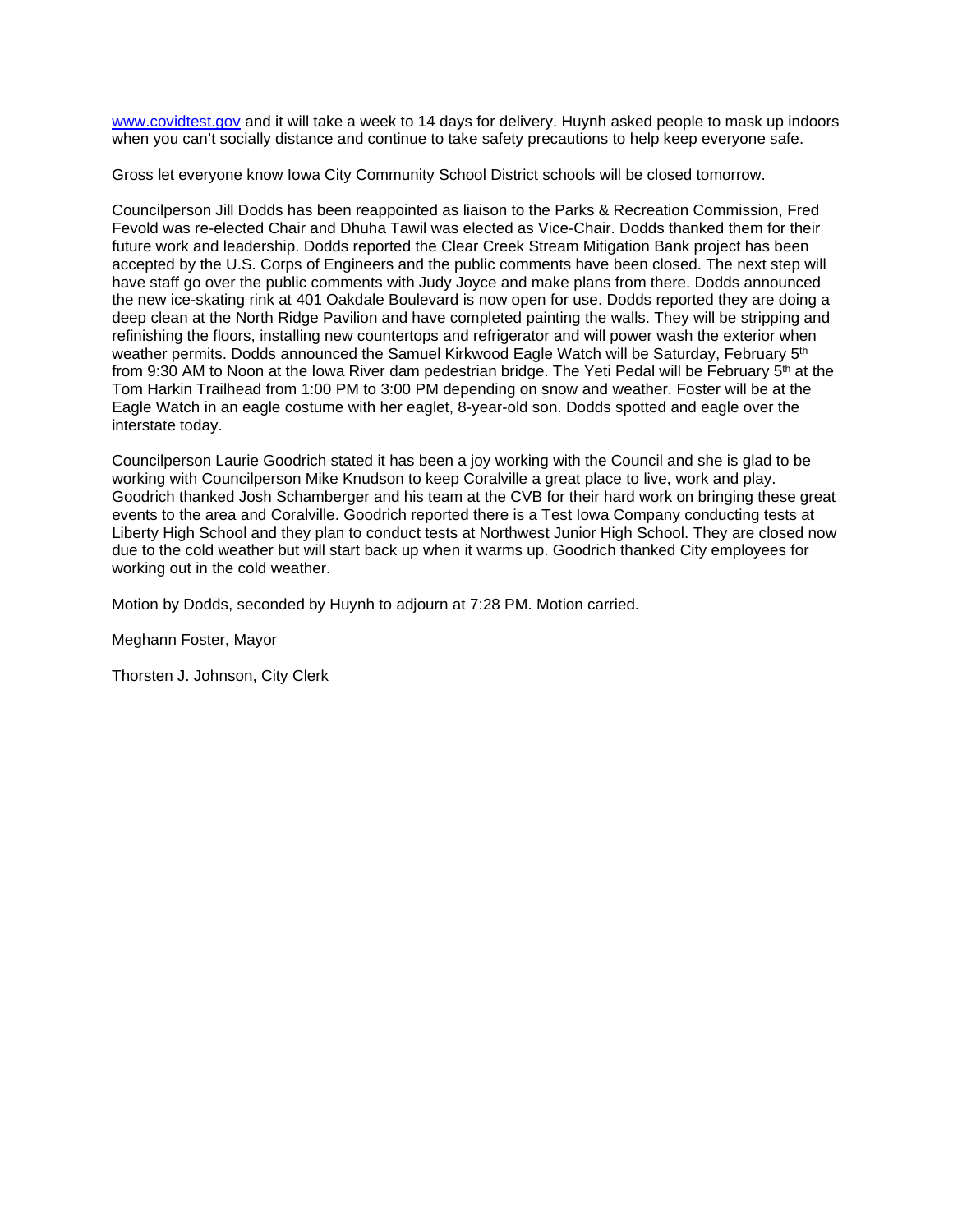www.covidtest.gov and it will take a week to 14 days for delivery. Huynh asked people to mask up indoors when you can't socially distance and continue to take safety precautions to help keep everyone safe.

Gross let everyone know Iowa City Community School District schools will be closed tomorrow.

Councilperson Jill Dodds has been reappointed as liaison to the Parks & Recreation Commission, Fred Fevold was re-elected Chair and Dhuha Tawil was elected as Vice-Chair. Dodds thanked them for their future work and leadership. Dodds reported the Clear Creek Stream Mitigation Bank project has been accepted by the U.S. Corps of Engineers and the public comments have been closed. The next step will have staff go over the public comments with Judy Joyce and make plans from there. Dodds announced the new ice-skating rink at 401 Oakdale Boulevard is now open for use. Dodds reported they are doing a deep clean at the North Ridge Pavilion and have completed painting the walls. They will be stripping and refinishing the floors, installing new countertops and refrigerator and will power wash the exterior when weather permits. Dodds announced the Samuel Kirkwood Eagle Watch will be Saturday, February 5th from 9:30 AM to Noon at the Iowa River dam pedestrian bridge. The Yeti Pedal will be February 5th at the Tom Harkin Trailhead from 1:00 PM to 3:00 PM depending on snow and weather. Foster will be at the Eagle Watch in an eagle costume with her eaglet, 8-year-old son. Dodds spotted and eagle over the interstate today.

Councilperson Laurie Goodrich stated it has been a joy working with the Council and she is glad to be working with Councilperson Mike Knudson to keep Coralville a great place to live, work and play. Goodrich thanked Josh Schamberger and his team at the CVB for their hard work on bringing these great events to the area and Coralville. Goodrich reported there is a Test Iowa Company conducting tests at Liberty High School and they plan to conduct tests at Northwest Junior High School. They are closed now due to the cold weather but will start back up when it warms up. Goodrich thanked City employees for working out in the cold weather.

Motion by Dodds, seconded by Huynh to adjourn at 7:28 PM. Motion carried.

Meghann Foster, Mayor

Thorsten J. Johnson, City Clerk